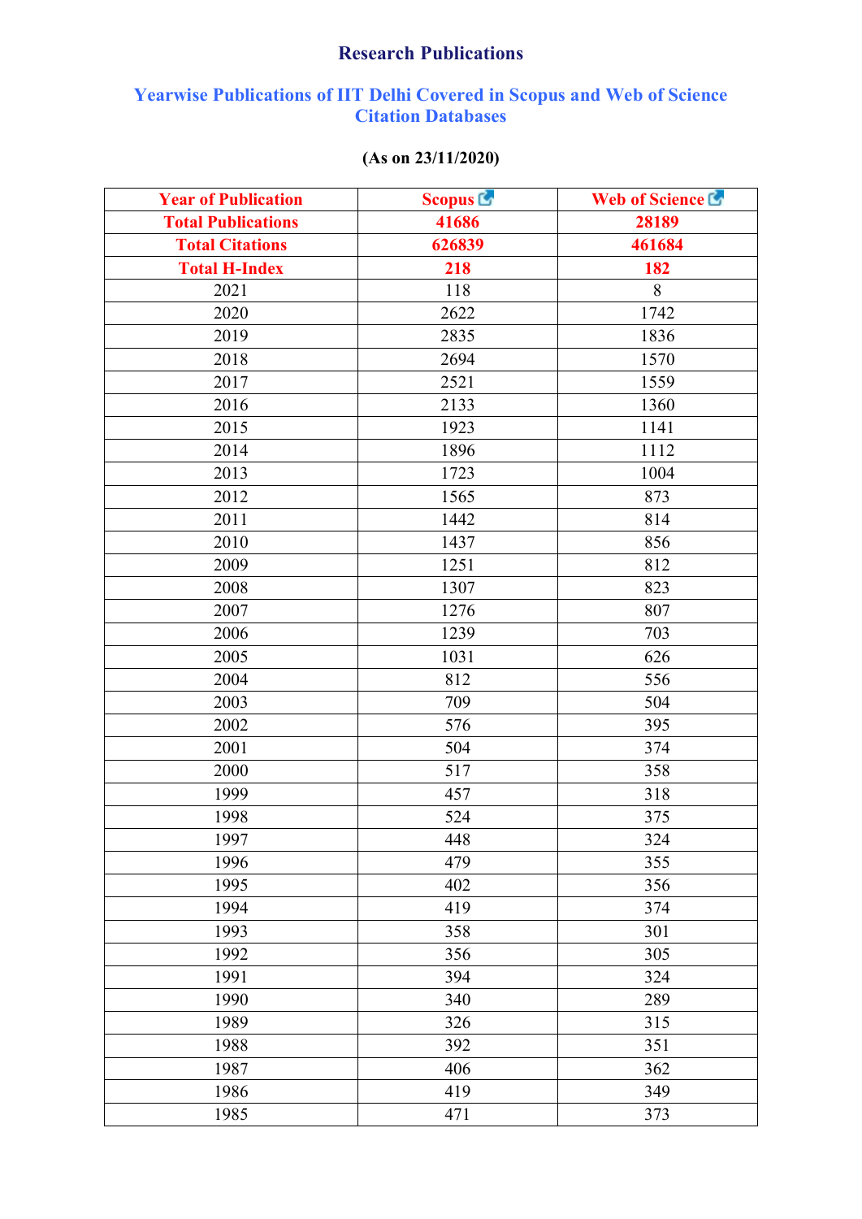# Research Publications

## Yearwise Publications of IIT Delhi Covered in Scopus and Web of Science Citation Databases

**(As on 23/11/2020)**

| Year of Publication | Scopus | Web of Science |
|---|---|---|
| **Total Publications** | **41686** | **28189** |
| **Total Citations** | **626839** | **461684** |
| **Total H-Index** | **218** | **182** |
| 2021 | 118 | 8 |
| 2020 | 2622 | 1742 |
| 2019 | 2835 | 1836 |
| 2018 | 2694 | 1570 |
| 2017 | 2521 | 1559 |
| 2016 | 2133 | 1360 |
| 2015 | 1923 | 1141 |
| 2014 | 1896 | 1112 |
| 2013 | 1723 | 1004 |
| 2012 | 1565 | 873 |
| 2011 | 1442 | 814 |
| 2010 | 1437 | 856 |
| 2009 | 1251 | 812 |
| 2008 | 1307 | 823 |
| 2007 | 1276 | 807 |
| 2006 | 1239 | 703 |
| 2005 | 1031 | 626 |
| 2004 | 812 | 556 |
| 2003 | 709 | 504 |
| 2002 | 576 | 395 |
| 2001 | 504 | 374 |
| 2000 | 517 | 358 |
| 1999 | 457 | 318 |
| 1998 | 524 | 375 |
| 1997 | 448 | 324 |
| 1996 | 479 | 355 |
| 1995 | 402 | 356 |
| 1994 | 419 | 374 |
| 1993 | 358 | 301 |
| 1992 | 356 | 305 |
| 1991 | 394 | 324 |
| 1990 | 340 | 289 |
| 1989 | 326 | 315 |
| 1988 | 392 | 351 |
| 1987 | 406 | 362 |
| 1986 | 419 | 349 |
| 1985 | 471 | 373 |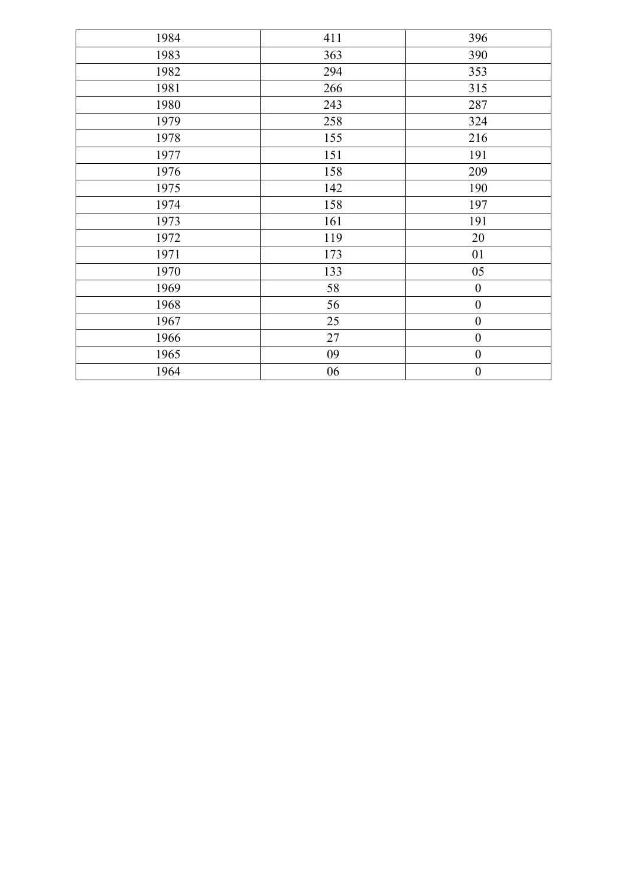| | | |
|---|---|---|
| 1984 | 411 | 396 |
| 1983 | 363 | 390 |
| 1982 | 294 | 353 |
| 1981 | 266 | 315 |
| 1980 | 243 | 287 |
| 1979 | 258 | 324 |
| 1978 | 155 | 216 |
| 1977 | 151 | 191 |
| 1976 | 158 | 209 |
| 1975 | 142 | 190 |
| 1974 | 158 | 197 |
| 1973 | 161 | 191 |
| 1972 | 119 | 20 |
| 1971 | 173 | 01 |
| 1970 | 133 | 05 |
| 1969 | 58 | 0 |
| 1968 | 56 | 0 |
| 1967 | 25 | 0 |
| 1966 | 27 | 0 |
| 1965 | 09 | 0 |
| 1964 | 06 | 0 |